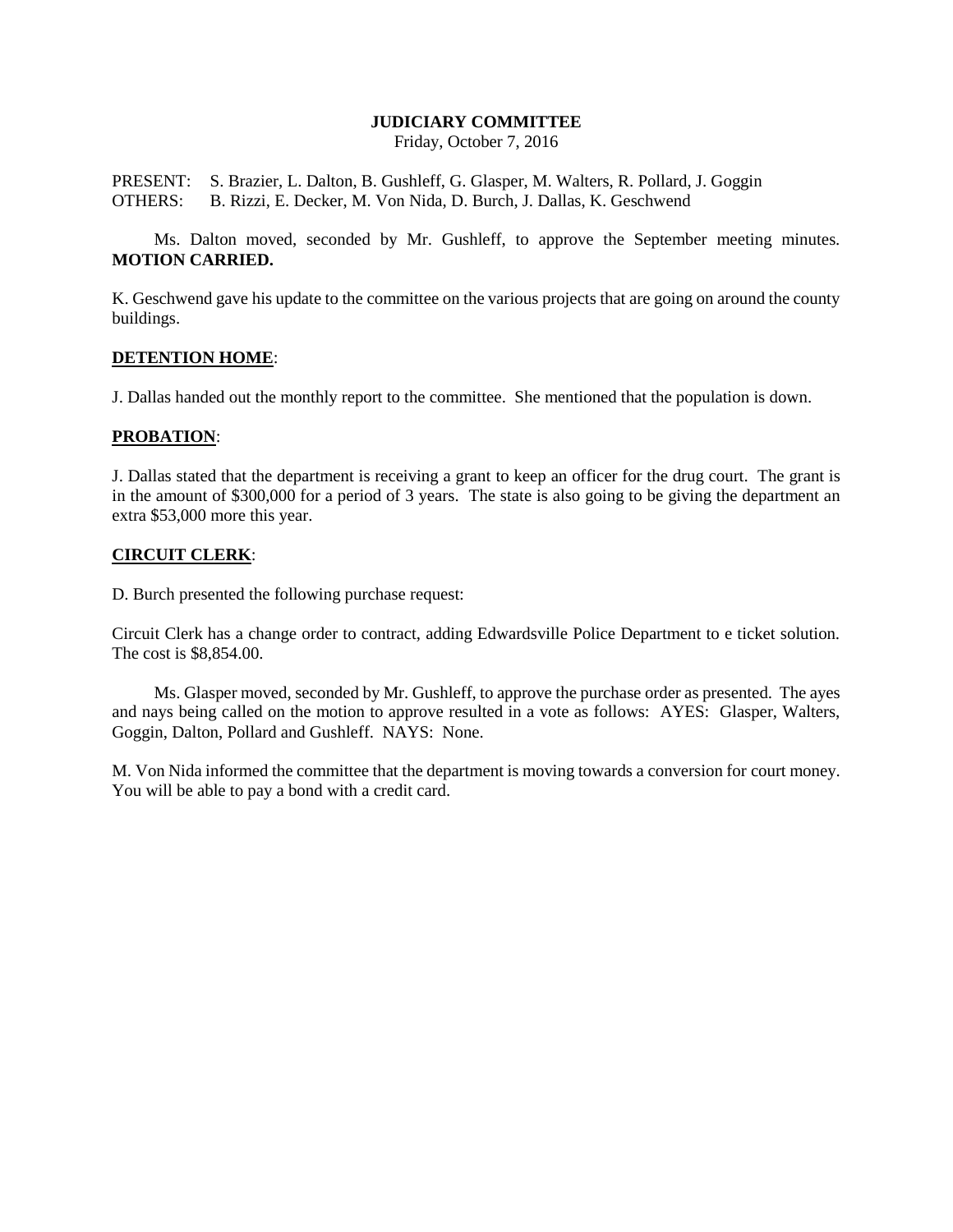# JUDICIARY COMMITTEE

Friday, October 7, 2016

PRESENT: S. Brazier, L. Dalton, B. Gushleff, G. Glasper, M. Walters, R. Pollard, J. Goggin
OTHERS: B. Rizzi, E. Decker, M. Von Nida, D. Burch, J. Dallas, K. Geschwend

Ms. Dalton moved, seconded by Mr. Gushleff, to approve the September meeting minutes. **MOTION CARRIED.**

K. Geschwend gave his update to the committee on the various projects that are going on around the county buildings.

## DETENTION HOME:

J. Dallas handed out the monthly report to the committee. She mentioned that the population is down.

## PROBATION:

J. Dallas stated that the department is receiving a grant to keep an officer for the drug court. The grant is in the amount of $300,000 for a period of 3 years. The state is also going to be giving the department an extra $53,000 more this year.

## CIRCUIT CLERK:

D. Burch presented the following purchase request:

Circuit Clerk has a change order to contract, adding Edwardsville Police Department to e ticket solution. The cost is $8,854.00.

Ms. Glasper moved, seconded by Mr. Gushleff, to approve the purchase order as presented. The ayes and nays being called on the motion to approve resulted in a vote as follows: AYES: Glasper, Walters, Goggin, Dalton, Pollard and Gushleff. NAYS: None.

M. Von Nida informed the committee that the department is moving towards a conversion for court money. You will be able to pay a bond with a credit card.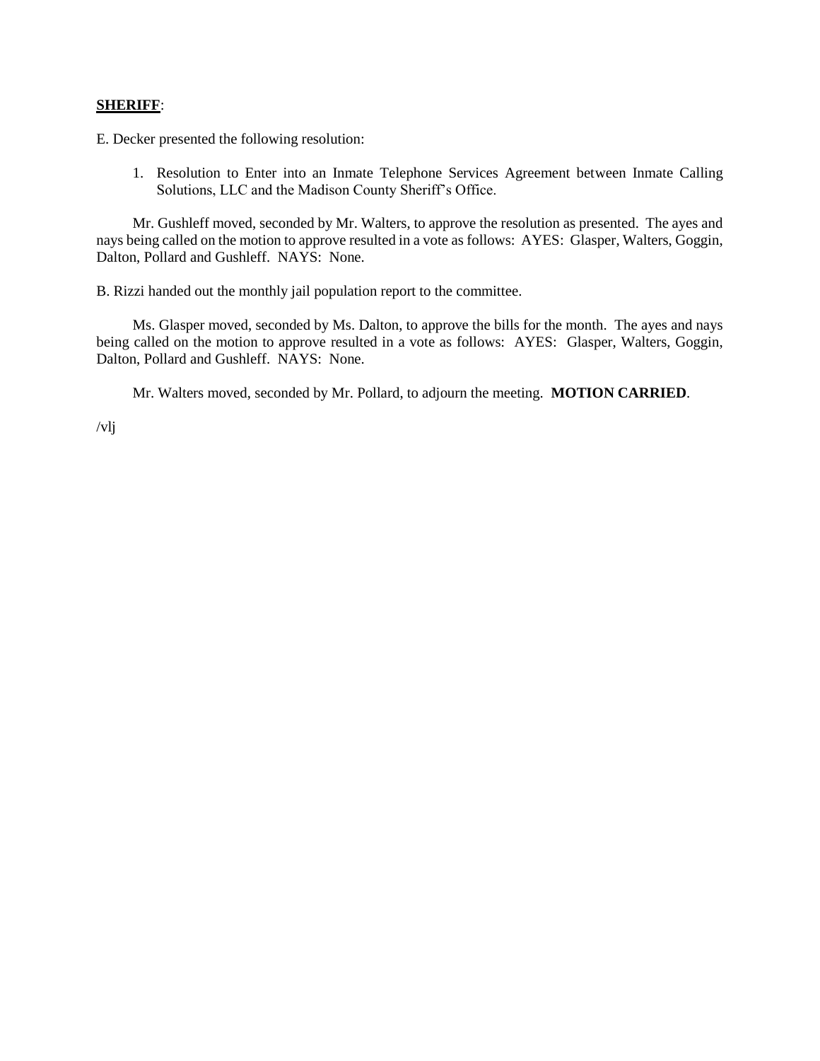**SHERIFF**:

E. Decker presented the following resolution:

1. Resolution to Enter into an Inmate Telephone Services Agreement between Inmate Calling Solutions, LLC and the Madison County Sheriff's Office.

Mr. Gushleff moved, seconded by Mr. Walters, to approve the resolution as presented. The ayes and nays being called on the motion to approve resulted in a vote as follows: AYES: Glasper, Walters, Goggin, Dalton, Pollard and Gushleff. NAYS: None.

B. Rizzi handed out the monthly jail population report to the committee.

Ms. Glasper moved, seconded by Ms. Dalton, to approve the bills for the month. The ayes and nays being called on the motion to approve resulted in a vote as follows: AYES: Glasper, Walters, Goggin, Dalton, Pollard and Gushleff. NAYS: None.

Mr. Walters moved, seconded by Mr. Pollard, to adjourn the meeting. **MOTION CARRIED**.

/vlj